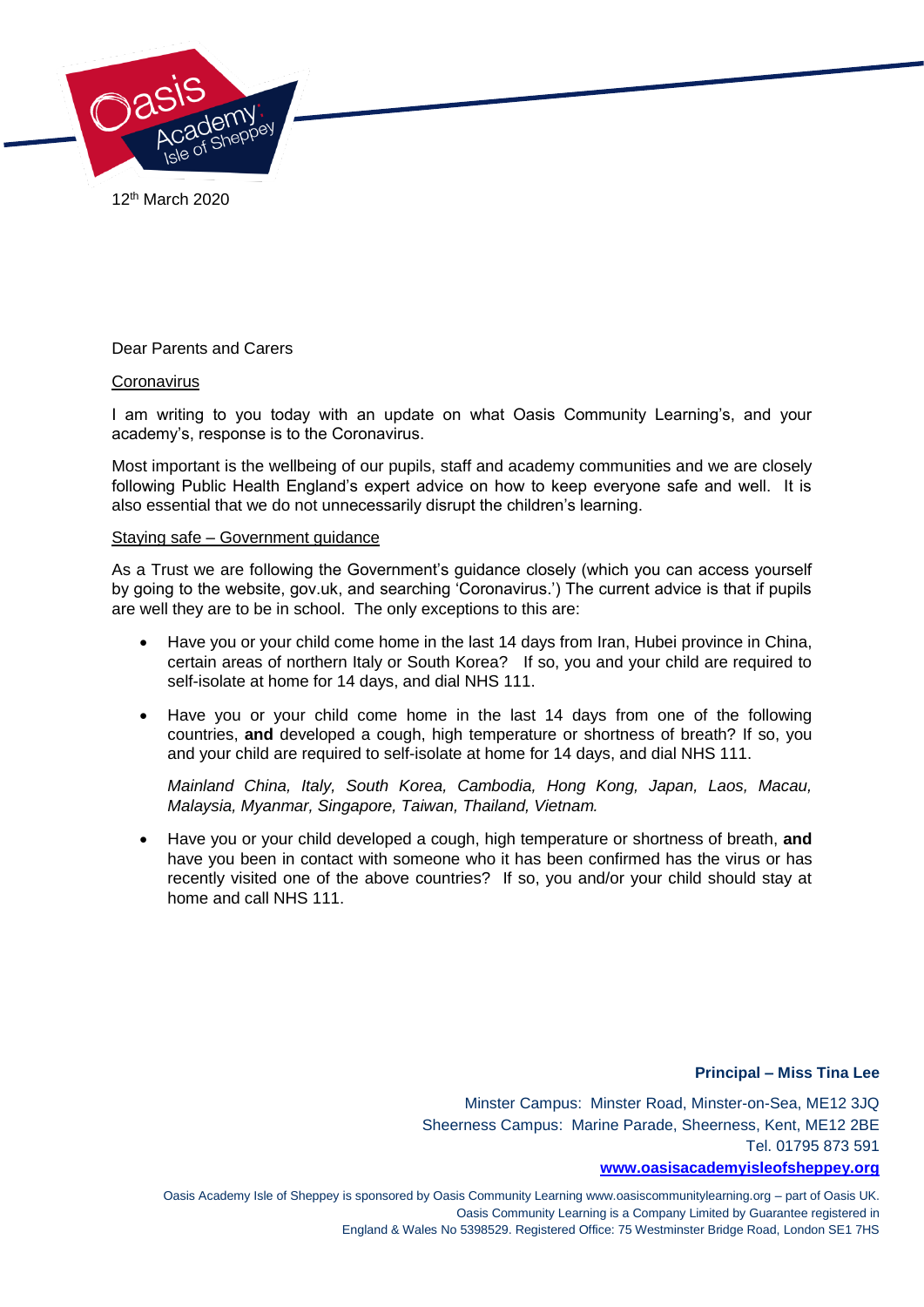12th March 2020

Dear Parents and Carers

Coronavirus

I am writing to you today with an update on what Oasis Community Learning's, and your academy's, response is to the Coronavirus.

Most important is the wellbeing of our pupils, staff and academy communities and we are closely following Public Health England's expert advice on how to keep everyone safe and well. It is also essential that we do not unnecessarily disrupt the children's learning.

Staying safe – Government guidance

As a Trust we are following the Government's guidance closely (which you can access yourself by going to the website, gov.uk, and searching 'Coronavirus.') The current advice is that if pupils are well they are to be in school. The only exceptions to this are:

- Have you or your child come home in the last 14 days from Iran, Hubei province in China, certain areas of northern Italy or South Korea? If so, you and your child are required to self-isolate at home for 14 days, and dial NHS 111.
- Have you or your child come home in the last 14 days from one of the following countries, **and** developed a cough, high temperature or shortness of breath? If so, you and your child are required to self-isolate at home for 14 days, and dial NHS 111.

  *Mainland China, Italy, South Korea, Cambodia, Hong Kong, Japan, Laos, Macau, Malaysia, Myanmar, Singapore, Taiwan, Thailand, Vietnam.*

- Have you or your child developed a cough, high temperature or shortness of breath, **and** have you been in contact with someone who it has been confirmed has the virus or has recently visited one of the above countries? If so, you and/or your child should stay at home and call NHS 111.

**Principal – Miss Tina Lee**

Minster Campus: Minster Road, Minster-on-Sea, ME12 3JQ
Sheerness Campus: Marine Parade, Sheerness, Kent, ME12 2BE
Tel. 01795 873 591
**www.oasisacademyisleofsheppey.org**

Oasis Academy Isle of Sheppey is sponsored by Oasis Community Learning www.oasiscommunitylearning.org – part of Oasis UK. Oasis Community Learning is a Company Limited by Guarantee registered in England & Wales No 5398529. Registered Office: 75 Westminster Bridge Road, London SE1 7HS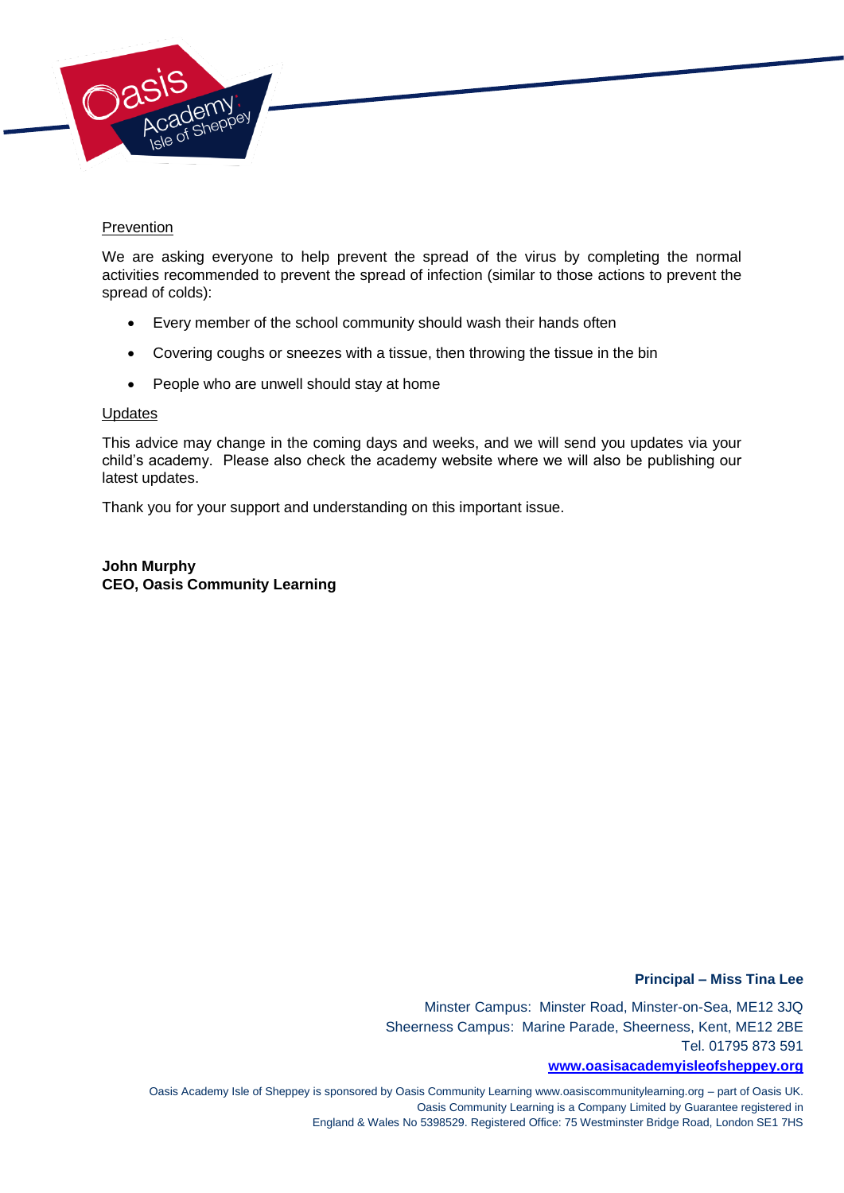<u>Prevention</u>

We are asking everyone to help prevent the spread of the virus by completing the normal activities recommended to prevent the spread of infection (similar to those actions to prevent the spread of colds):

- Every member of the school community should wash their hands often
- Covering coughs or sneezes with a tissue, then throwing the tissue in the bin
- People who are unwell should stay at home

<u>Updates</u>

This advice may change in the coming days and weeks, and we will send you updates via your child's academy. Please also check the academy website where we will also be publishing our latest updates.

Thank you for your support and understanding on this important issue.

**John Murphy**
**CEO, Oasis Community Learning**

**Principal – Miss Tina Lee**

Minster Campus: Minster Road, Minster-on-Sea, ME12 3JQ
Sheerness Campus: Marine Parade, Sheerness, Kent, ME12 2BE
Tel. 01795 873 591
**www.oasisacademyisleofsheppey.org**

Oasis Academy Isle of Sheppey is sponsored by Oasis Community Learning www.oasiscommunitylearning.org – part of Oasis UK. Oasis Community Learning is a Company Limited by Guarantee registered in England & Wales No 5398529. Registered Office: 75 Westminster Bridge Road, London SE1 7HS